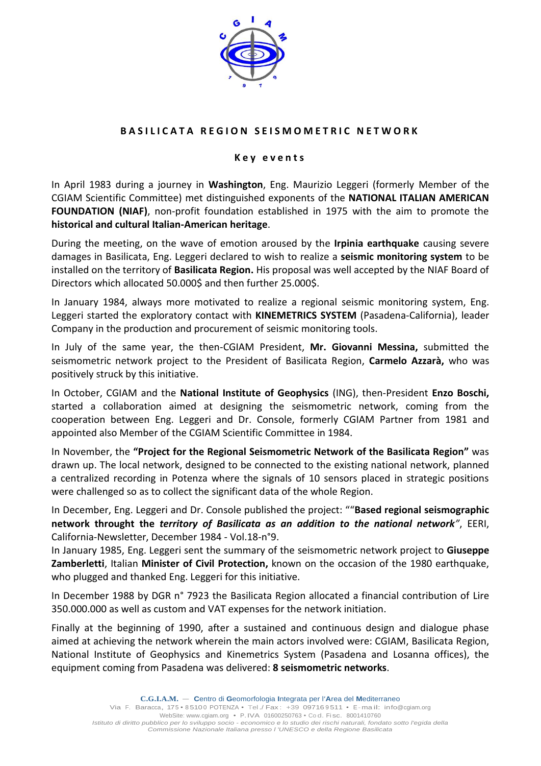## BASILICATA REGION SEISMOMETRIC NETWORK

### Key events

In April 1983 during a journey in **Washington**, Eng. Maurizio Leggeri (formerly Member of the CGIAM Scientific Committee) met distinguished exponents of the **NATIONAL ITALIAN AMERICAN FOUNDATION (NIAF)**, non-profit foundation established in 1975 with the aim to promote the **historical and cultural Italian-American heritage**.

During the meeting, on the wave of emotion aroused by the **Irpinia earthquake** causing severe damages in Basilicata, Eng. Leggeri declared to wish to realize a **seismic monitoring system** to be installed on the territory of **Basilicata Region.** His proposal was well accepted by the NIAF Board of Directors which allocated 50.000$ and then further 25.000$.

In January 1984, always more motivated to realize a regional seismic monitoring system, Eng. Leggeri started the exploratory contact with **KINEMETRICS SYSTEM** (Pasadena-California), leader Company in the production and procurement of seismic monitoring tools.

In July of the same year, the then-CGIAM President, **Mr. Giovanni Messina,** submitted the seismometric network project to the President of Basilicata Region, **Carmelo Azzarà,** who was positively struck by this initiative.

In October, CGIAM and the **National Institute of Geophysics** (ING), then-President **Enzo Boschi,** started a collaboration aimed at designing the seismometric network, coming from the cooperation between Eng. Leggeri and Dr. Console, formerly CGIAM Partner from 1981 and appointed also Member of the CGIAM Scientific Committee in 1984.

In November, the **"Project for the Regional Seismometric Network of the Basilicata Region"** was drawn up. The local network, designed to be connected to the existing national network, planned a centralized recording in Potenza where the signals of 10 sensors placed in strategic positions were challenged so as to collect the significant data of the whole Region.

In December, Eng. Leggeri and Dr. Console published the project: ""**Based regional seismographic network throught the *territory of Basilicata as an addition to the national network"***, EERI, California-Newsletter, December 1984 - Vol.18-n°9.
In January 1985, Eng. Leggeri sent the summary of the seismometric network project to **Giuseppe Zamberletti**, Italian **Minister of Civil Protection,** known on the occasion of the 1980 earthquake, who plugged and thanked Eng. Leggeri for this initiative.

In December 1988 by DGR n° 7923 the Basilicata Region allocated a financial contribution of Lire 350.000.000 as well as custom and VAT expenses for the network initiation.

Finally at the beginning of 1990, after a sustained and continuous design and dialogue phase aimed at achieving the network wherein the main actors involved were: CGIAM, Basilicata Region, National Institute of Geophysics and Kinemetrics System (Pasadena and Losanna offices), the equipment coming from Pasadena was delivered: **8 seismometric networks**.

C.G.I.A.M. — Centro di Geomorfologia Integrata per l'Area del Mediterraneo
Via F. Baracca, 175 • 85100 POTENZA • Tel./Fax: +39 0971669511 • E-mail: info@cgiam.org
WebSite: www.cgiam.org • P.IVA 01600250763 • Cod. Fisc. 8001410760
*Istituto di diritto pubblico per lo sviluppo socio - economico e lo studio dei rischi naturali, fondato sotto l'egida della Commissione Nazionale Italiana presso l'UNESCO e della Regione Basilicata*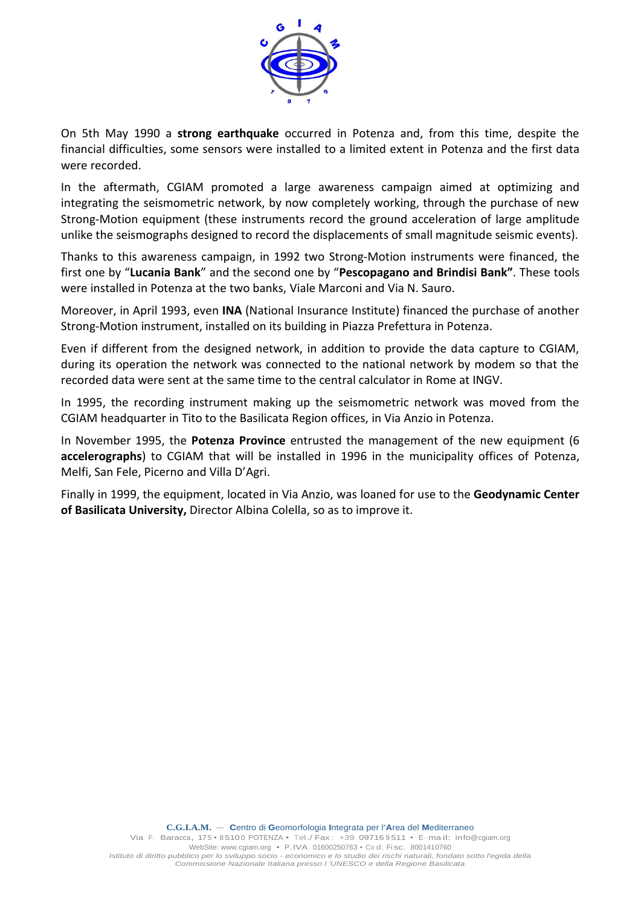On 5th May 1990 a **strong earthquake** occurred in Potenza and, from this time, despite the financial difficulties, some sensors were installed to a limited extent in Potenza and the first data were recorded.

In the aftermath, CGIAM promoted a large awareness campaign aimed at optimizing and integrating the seismometric network, by now completely working, through the purchase of new Strong-Motion equipment (these instruments record the ground acceleration of large amplitude unlike the seismographs designed to record the displacements of small magnitude seismic events).

Thanks to this awareness campaign, in 1992 two Strong-Motion instruments were financed, the first one by "**Lucania Bank**" and the second one by "**Pescopagano and Brindisi Bank"**. These tools were installed in Potenza at the two banks, Viale Marconi and Via N. Sauro.

Moreover, in April 1993, even **INA** (National Insurance Institute) financed the purchase of another Strong-Motion instrument, installed on its building in Piazza Prefettura in Potenza.

Even if different from the designed network, in addition to provide the data capture to CGIAM, during its operation the network was connected to the national network by modem so that the recorded data were sent at the same time to the central calculator in Rome at INGV.

In 1995, the recording instrument making up the seismometric network was moved from the CGIAM headquarter in Tito to the Basilicata Region offices, in Via Anzio in Potenza.

In November 1995, the **Potenza Province** entrusted the management of the new equipment (6 **accelerographs**) to CGIAM that will be installed in 1996 in the municipality offices of Potenza, Melfi, San Fele, Picerno and Villa D'Agri.

Finally in 1999, the equipment, located in Via Anzio, was loaned for use to the **Geodynamic Center of Basilicata University,** Director Albina Colella, so as to improve it.